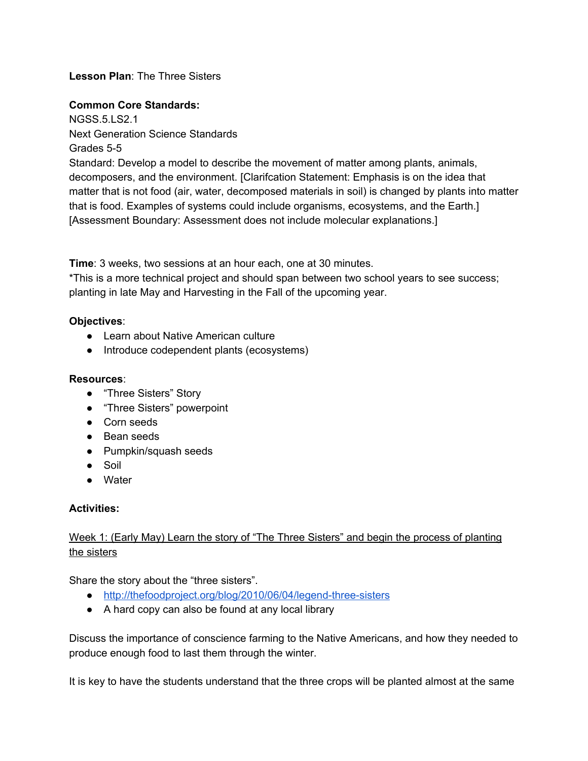**Lesson Plan**: The Three Sisters

**Common Core Standards:**
NGSS.5.LS2.1
Next Generation Science Standards
Grades 5-5
Standard: Develop a model to describe the movement of matter among plants, animals, decomposers, and the environment. [Clarifcation Statement: Emphasis is on the idea that matter that is not food (air, water, decomposed materials in soil) is changed by plants into matter that is food. Examples of systems could include organisms, ecosystems, and the Earth.] [Assessment Boundary: Assessment does not include molecular explanations.]

**Time**: 3 weeks, two sessions at an hour each, one at 30 minutes.
*This is a more technical project and should span between two school years to see success; planting in late May and Harvesting in the Fall of the upcoming year.

**Objectives**:

- Learn about Native American culture
- Introduce codependent plants (ecosystems)

**Resources**:

- "Three Sisters" Story
- "Three Sisters" powerpoint
- Corn seeds
- Bean seeds
- Pumpkin/squash seeds
- Soil
- Water

**Activities:**

<u>Week 1: (Early May) Learn the story of "The Three Sisters" and begin the process of planting the sisters</u>

Share the story about the "three sisters".

- [http://thefoodproject.org/blog/2010/06/04/legend-three-sisters](http://thefoodproject.org/blog/2010/06/04/legend-three-sisters)
- A hard copy can also be found at any local library

Discuss the importance of conscience farming to the Native Americans, and how they needed to produce enough food to last them through the winter.

It is key to have the students understand that the three crops will be planted almost at the same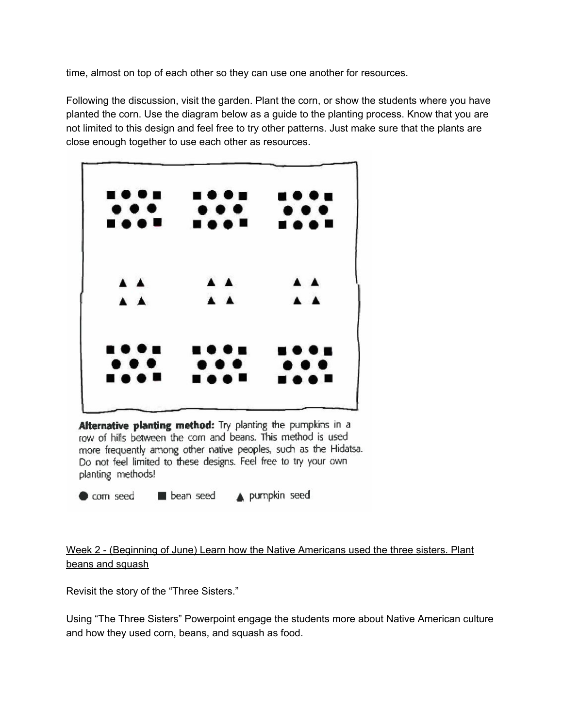time, almost on top of each other so they can use one another for resources.

Following the discussion, visit the garden. Plant the corn, or show the students where you have planted the corn. Use the diagram below as a guide to the planting process. Know that you are not limited to this design and feel free to try other patterns. Just make sure that the plants are close enough together to use each other as resources.

**Alternative planting method:** Try planting the pumpkins in a row of hills between the corn and beans. This method is used more frequently among other native peoples, such as the Hidatsa. Do not feel limited to these designs. Feel free to try your own planting methods!

● corn seed ■ bean seed ▲ pumpkin seed

Week 2 - (Beginning of June) Learn how the Native Americans used the three sisters. Plant beans and squash

Revisit the story of the "Three Sisters."

Using "The Three Sisters" Powerpoint engage the students more about Native American culture and how they used corn, beans, and squash as food.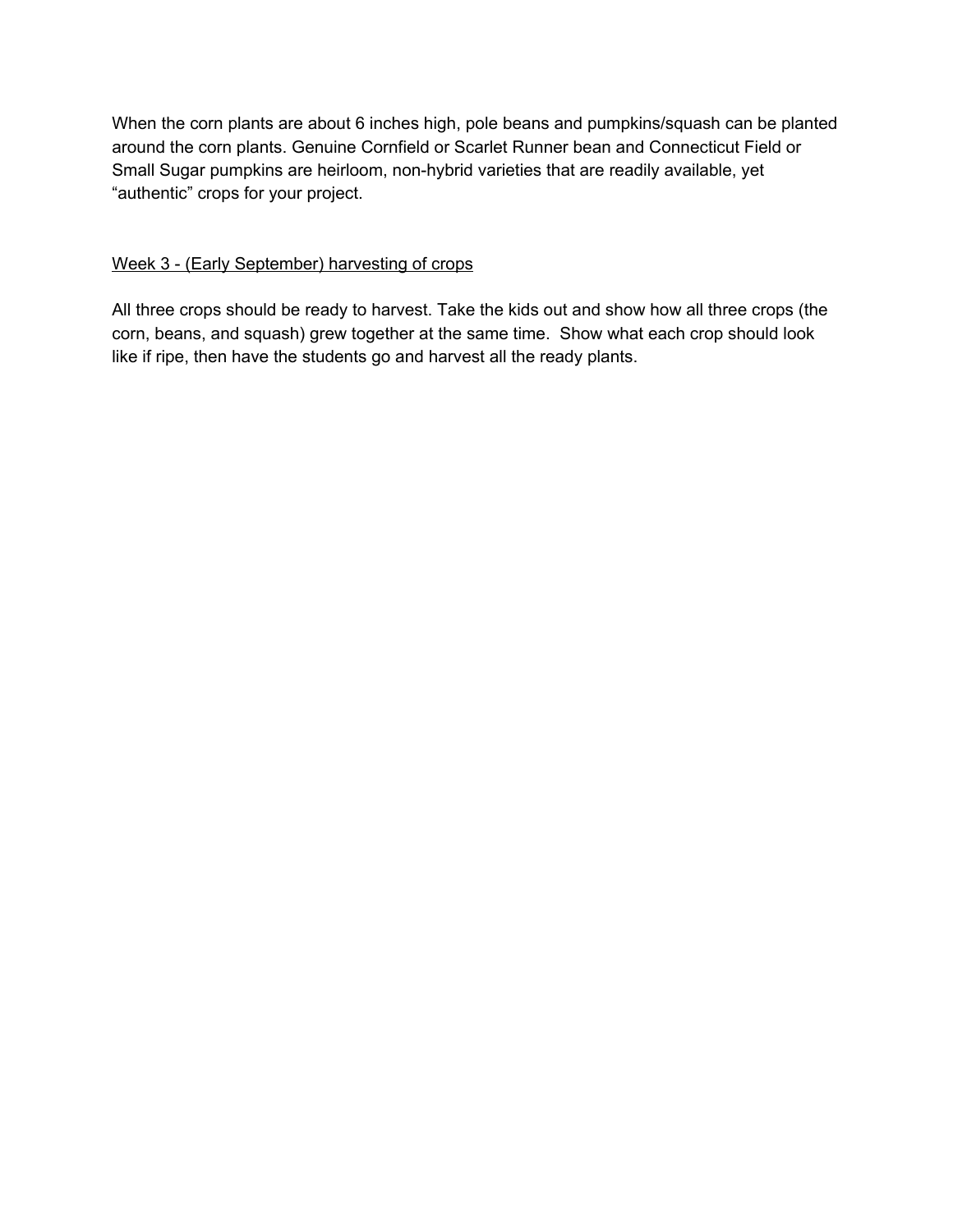When the corn plants are about 6 inches high, pole beans and pumpkins/squash can be planted around the corn plants. Genuine Cornfield or Scarlet Runner bean and Connecticut Field or Small Sugar pumpkins are heirloom, non-hybrid varieties that are readily available, yet "authentic" crops for your project.

<u>Week 3 - (Early September) harvesting of crops</u>

All three crops should be ready to harvest. Take the kids out and show how all three crops (the corn, beans, and squash) grew together at the same time. Show what each crop should look like if ripe, then have the students go and harvest all the ready plants.